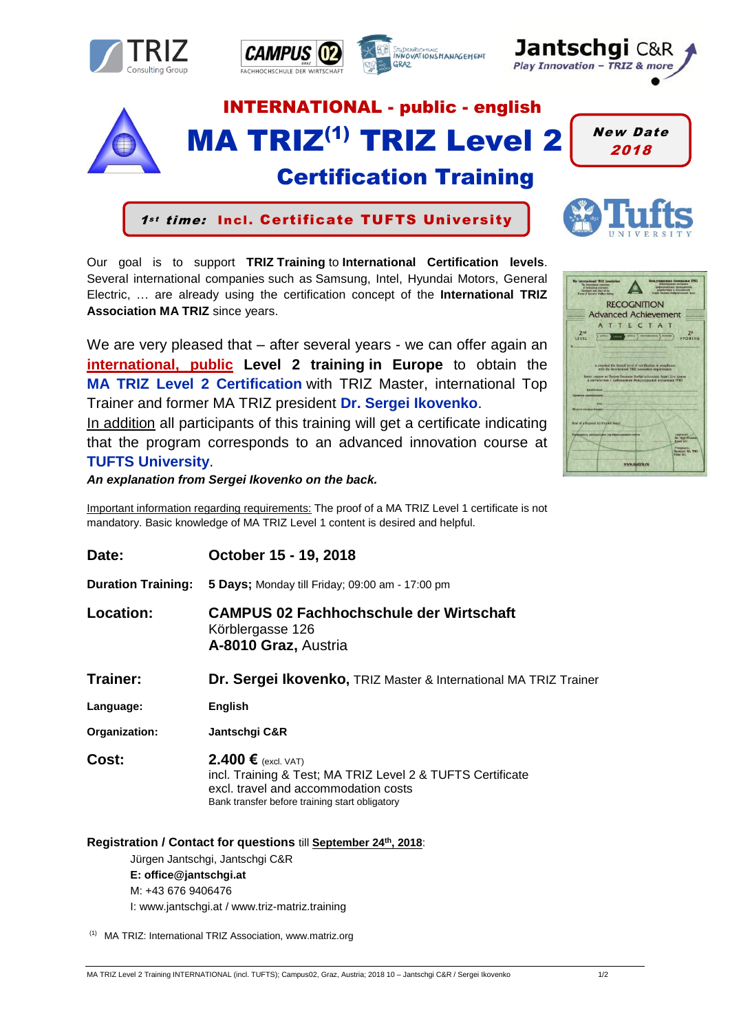# INTERNATIONAL - public - english

# MA TRIZ[(1)] TRIZ Level 2

## Certification Training

**New Date 2018**

***1st time:* Incl. Certificate TUFTS University**

Our goal is to support **TRIZ Training** to **International Certification levels**. Several international companies such as Samsung, Intel, Hyundai Motors, General Electric, … are already using the certification concept of the **International TRIZ Association MA TRIZ** since years.

We are very pleased that – after several years - we can offer again an **international, public Level 2 training in Europe** to obtain the **MA TRIZ Level 2 Certification** with TRIZ Master, international Top Trainer and former MA TRIZ president **Dr. Sergei Ikovenko**.

In addition all participants of this training will get a certificate indicating that the program corresponds to an advanced innovation course at **TUFTS University**.

***An explanation from Sergei Ikovenko on the back.***

Important information regarding requirements: The proof of a MA TRIZ Level 1 certificate is not mandatory. Basic knowledge of MA TRIZ Level 1 content is desired and helpful.

| | |
|---|---|
| **Date:** | **October 15 - 19, 2018** |
| **Duration Training:** | **5 Days;** Monday till Friday; 09:00 am - 17:00 pm |
| **Location:** | **CAMPUS 02 Fachhochschule der Wirtschaft**<br>Körblergasse 126<br>**A-8010 Graz,** Austria |
| **Trainer:** | **Dr. Sergei Ikovenko,** TRIZ Master & International MA TRIZ Trainer |
| **Language:** | **English** |
| **Organization:** | **Jantschgi C&R** |
| **Cost:** | **2.400 €** (excl. VAT)<br>incl. Training & Test; MA TRIZ Level 2 & TUFTS Certificate<br>excl. travel and accommodation costs<br>Bank transfer before training start obligatory |

**Registration / Contact for questions** till **September 24th, 2018**:

Jürgen Jantschgi, Jantschgi C&R
**E: office@jantschgi.at**
M: +43 676 9406476
I: www.jantschgi.at / www.triz-matriz.training

(1) MA TRIZ: International TRIZ Association, www.matriz.org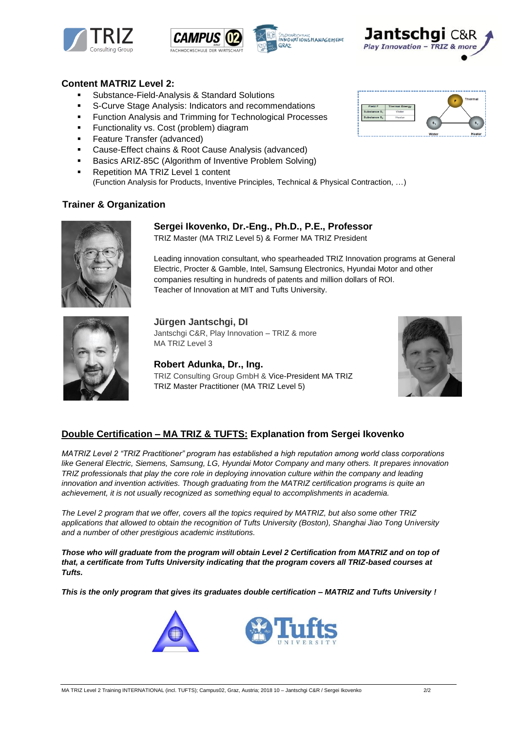## Content MATRIZ Level 2:

- Substance-Field-Analysis & Standard Solutions
- S-Curve Stage Analysis: Indicators and recommendations
- Function Analysis and Trimming for Technological Processes
- Functionality vs. Cost (problem) diagram
- Feature Transfer (advanced)
- Cause-Effect chains & Root Cause Analysis (advanced)
- Basics ARIZ-85C (Algorithm of Inventive Problem Solving)
- Repetition MA TRIZ Level 1 content
  (Function Analysis for Products, Inventive Principles, Technical & Physical Contraction, …)

## Trainer & Organization

**Sergei Ikovenko, Dr.-Eng., Ph.D., P.E., Professor**
TRIZ Master (MA TRIZ Level 5) & Former MA TRIZ President

Leading innovation consultant, who spearheaded TRIZ Innovation programs at General Electric, Procter & Gamble, Intel, Samsung Electronics, Hyundai Motor and other companies resulting in hundreds of patents and million dollars of ROI.
Teacher of Innovation at MIT and Tufts University.

**Jürgen Jantschgi, DI**
Jantschgi C&R, Play Innovation – TRIZ & more
MA TRIZ Level 3

**Robert Adunka, Dr., Ing.**
TRIZ Consulting Group GmbH & Vice-President MA TRIZ
TRIZ Master Practitioner (MA TRIZ Level 5)

## Double Certification – MA TRIZ & TUFTS: Explanation from Sergei Ikovenko

*MATRIZ Level 2 "TRIZ Practitioner" program has established a high reputation among world class corporations like General Electric, Siemens, Samsung, LG, Hyundai Motor Company and many others. It prepares innovation TRIZ professionals that play the core role in deploying innovation culture within the company and leading innovation and invention activities. Though graduating from the MATRIZ certification programs is quite an achievement, it is not usually recognized as something equal to accomplishments in academia.*

*The Level 2 program that we offer, covers all the topics required by MATRIZ, but also some other TRIZ applications that allowed to obtain the recognition of Tufts University (Boston), Shanghai Jiao Tong University and a number of other prestigious academic institutions.*

***Those who will graduate from the program will obtain Level 2 Certification from MATRIZ and on top of that, a certificate from Tufts University indicating that the program covers all TRIZ-based courses at Tufts.***

***This is the only program that gives its graduates double certification – MATRIZ and Tufts University !***